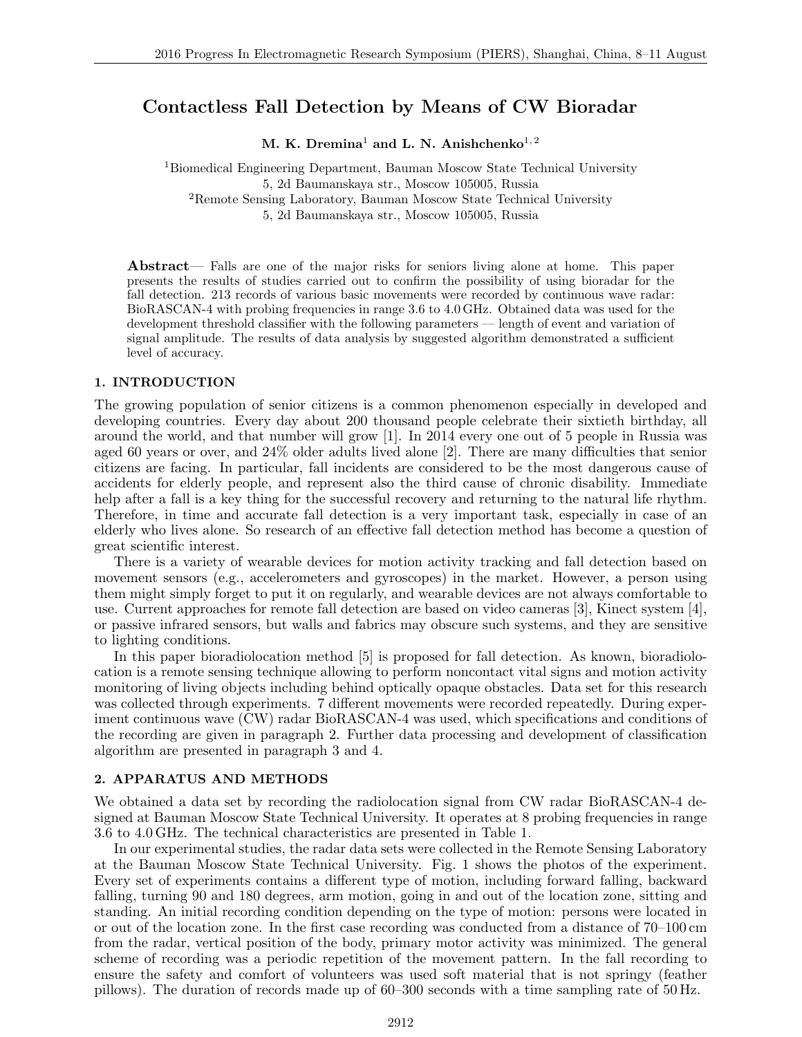# Contactless Fall Detection by Means of CW Bioradar

**M. K. Dremina**[1] **and L. N. Anishchenko**[1,2]

[1]Biomedical Engineering Department, Bauman Moscow State Technical University
5, 2d Baumanskaya str., Moscow 105005, Russia
[2]Remote Sensing Laboratory, Bauman Moscow State Technical University
5, 2d Baumanskaya str., Moscow 105005, Russia

**Abstract**— Falls are one of the major risks for seniors living alone at home. This paper presents the results of studies carried out to confirm the possibility of using bioradar for the fall detection. 213 records of various basic movements were recorded by continuous wave radar: BioRASCAN-4 with probing frequencies in range 3.6 to 4.0 GHz. Obtained data was used for the development threshold classifier with the following parameters — length of event and variation of signal amplitude. The results of data analysis by suggested algorithm demonstrated a sufficient level of accuracy.

## 1. INTRODUCTION

The growing population of senior citizens is a common phenomenon especially in developed and developing countries. Every day about 200 thousand people celebrate their sixtieth birthday, all around the world, and that number will grow [1]. In 2014 every one out of 5 people in Russia was aged 60 years or over, and 24% older adults lived alone [2]. There are many difficulties that senior citizens are facing. In particular, fall incidents are considered to be the most dangerous cause of accidents for elderly people, and represent also the third cause of chronic disability. Immediate help after a fall is a key thing for the successful recovery and returning to the natural life rhythm. Therefore, in time and accurate fall detection is a very important task, especially in case of an elderly who lives alone. So research of an effective fall detection method has become a question of great scientific interest.

There is a variety of wearable devices for motion activity tracking and fall detection based on movement sensors (e.g., accelerometers and gyroscopes) in the market. However, a person using them might simply forget to put it on regularly, and wearable devices are not always comfortable to use. Current approaches for remote fall detection are based on video cameras [3], Kinect system [4], or passive infrared sensors, but walls and fabrics may obscure such systems, and they are sensitive to lighting conditions.

In this paper bioradiolocation method [5] is proposed for fall detection. As known, bioradiolocation is a remote sensing technique allowing to perform noncontact vital signs and motion activity monitoring of living objects including behind optically opaque obstacles. Data set for this research was collected through experiments. 7 different movements were recorded repeatedly. During experiment continuous wave (CW) radar BioRASCAN-4 was used, which specifications and conditions of the recording are given in paragraph 2. Further data processing and development of classification algorithm are presented in paragraph 3 and 4.

## 2. APPARATUS AND METHODS

We obtained a data set by recording the radiolocation signal from CW radar BioRASCAN-4 designed at Bauman Moscow State Technical University. It operates at 8 probing frequencies in range 3.6 to 4.0 GHz. The technical characteristics are presented in Table 1.

In our experimental studies, the radar data sets were collected in the Remote Sensing Laboratory at the Bauman Moscow State Technical University. Fig. 1 shows the photos of the experiment. Every set of experiments contains a different type of motion, including forward falling, backward falling, turning 90 and 180 degrees, arm motion, going in and out of the location zone, sitting and standing. An initial recording condition depending on the type of motion: persons were located in or out of the location zone. In the first case recording was conducted from a distance of 70–100 cm from the radar, vertical position of the body, primary motor activity was minimized. The general scheme of recording was a periodic repetition of the movement pattern. In the fall recording to ensure the safety and comfort of volunteers was used soft material that is not springy (feather pillows). The duration of records made up of 60–300 seconds with a time sampling rate of 50 Hz.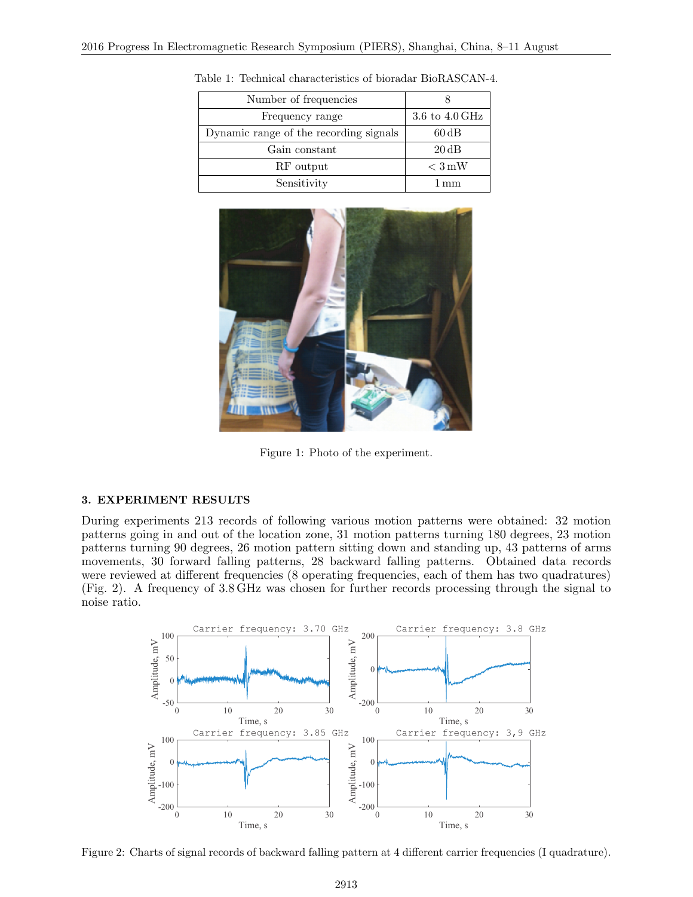Table 1: Technical characteristics of bioradar BioRASCAN-4.

| Number of frequencies | 8 |
|---|---|
| Frequency range | 3.6 to 4.0 GHz |
| Dynamic range of the recording signals | 60 dB |
| Gain constant | 20 dB |
| RF output | < 3 mW |
| Sensitivity | 1 mm |

Figure 1: Photo of the experiment.

## 3. EXPERIMENT RESULTS

During experiments 213 records of following various motion patterns were obtained: 32 motion patterns going in and out of the location zone, 31 motion patterns turning 180 degrees, 23 motion patterns turning 90 degrees, 26 motion pattern sitting down and standing up, 43 patterns of arms movements, 30 forward falling patterns, 28 backward falling patterns. Obtained data records were reviewed at different frequencies (8 operating frequencies, each of them has two quadratures) (Fig. 2). A frequency of 3.8 GHz was chosen for further records processing through the signal to noise ratio.

Figure 2: Charts of signal records of backward falling pattern at 4 different carrier frequencies (I quadrature).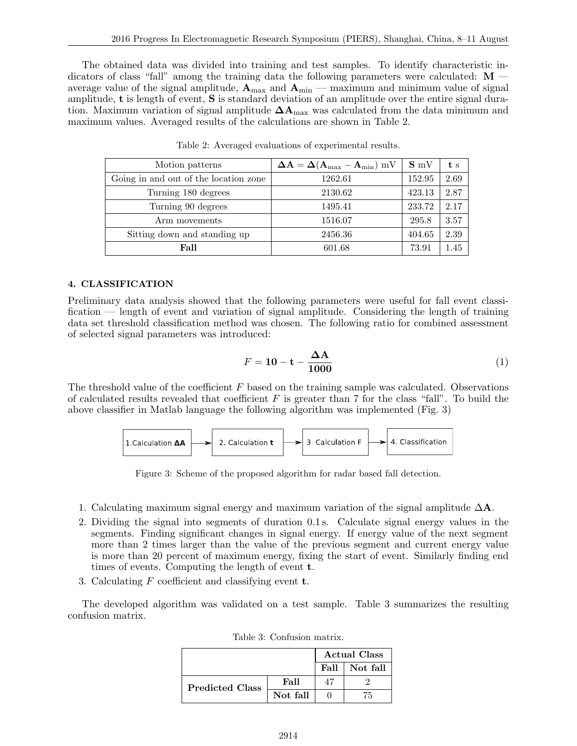The obtained data was divided into training and test samples. To identify characteristic indicators of class "fall" among the training data the following parameters were calculated: **M** — average value of the signal amplitude, $\mathbf{A}_{\max}$ and $\mathbf{A}_{\min}$ — maximum and minimum value of signal amplitude, **t** is length of event, **S** is standard deviation of an amplitude over the entire signal duration. Maximum variation of signal amplitude $\mathbf{\Delta A}_{\max}$ was calculated from the data minimum and maximum values. Averaged results of the calculations are shown in Table 2.

Table 2: Averaged evaluations of experimental results.

| Motion patterns | $\mathbf{\Delta A} = \mathbf{\Delta}(\mathbf{A}_{\max} - \mathbf{A}_{\min})$ mV | **S** mV | **t** s |
|---|---|---|---|
| Going in and out of the location zone | 1262.61 | 152.95 | 2.69 |
| Turning 180 degrees | 2130.62 | 423.13 | 2.87 |
| Turning 90 degrees | 1495.41 | 233.72 | 2.17 |
| Arm movements | 1516.07 | 295.8 | 3.57 |
| Sitting down and standing up | 2456.36 | 404.65 | 2.39 |
| **Fall** | 601.68 | 73.91 | 1.45 |

## 4. CLASSIFICATION

Preliminary data analysis showed that the following parameters were useful for fall event classification — length of event and variation of signal amplitude. Considering the length of training data set threshold classification method was chosen. The following ratio for combined assessment of selected signal parameters was introduced:

$$F = \mathbf{10} - \mathbf{t} - \frac{\mathbf{\Delta A}}{\mathbf{1000}} \tag{1}$$

The threshold value of the coefficient $F$ based on the training sample was calculated. Observations of calculated results revealed that coefficient $F$ is greater than 7 for the class "fall". To build the above classifier in Matlab language the following algorithm was implemented (Fig. 3)

1.Calculation **ΔA** → 2. Calculation **t** → 3. Calculation F → 4. Classification

Figure 3: Scheme of the proposed algorithm for radar based fall detection.

1. Calculating maximum signal energy and maximum variation of the signal amplitude $\mathbf{\Delta A}$.
2. Dividing the signal into segments of duration 0.1 s. Calculate signal energy values in the segments. Finding significant changes in signal energy. If energy value of the next segment more than 2 times larger than the value of the previous segment and current energy value is more than 20 percent of maximum energy, fixing the start of event. Similarly finding end times of events. Computing the length of event **t**.
3. Calculating $F$ coefficient and classifying event **t**.

The developed algorithm was validated on a test sample. Table 3 summarizes the resulting confusion matrix.

Table 3: Confusion matrix.

| | | **Actual Class** | |
|---|---|---|---|
| | | **Fall** | **Not fall** |
| **Predicted Class** | **Fall** | 47 | 2 |
| | **Not fall** | 0 | 75 |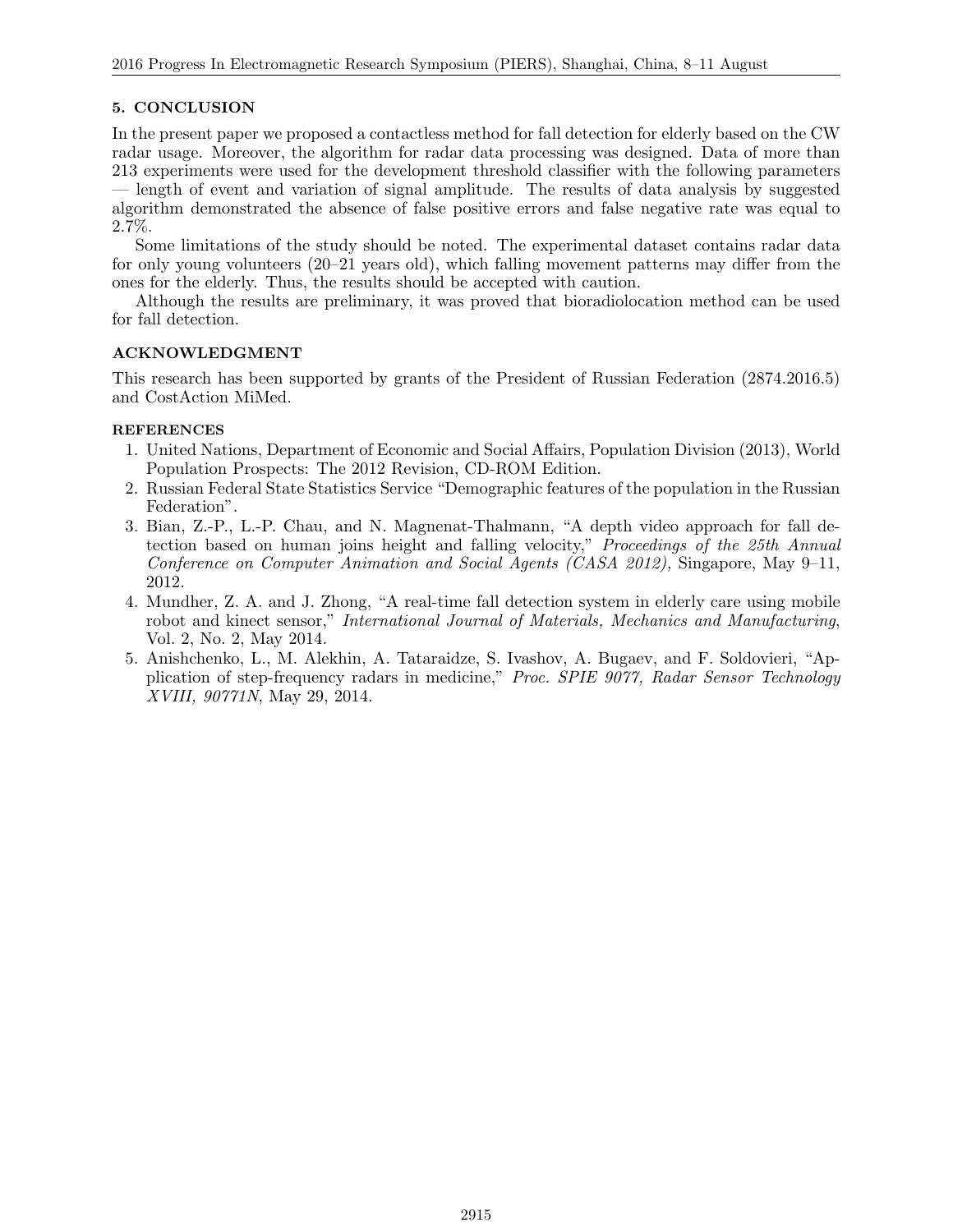## 5. CONCLUSION

In the present paper we proposed a contactless method for fall detection for elderly based on the CW radar usage. Moreover, the algorithm for radar data processing was designed. Data of more than 213 experiments were used for the development threshold classifier with the following parameters — length of event and variation of signal amplitude. The results of data analysis by suggested algorithm demonstrated the absence of false positive errors and false negative rate was equal to 2.7%.

Some limitations of the study should be noted. The experimental dataset contains radar data for only young volunteers (20–21 years old), which falling movement patterns may differ from the ones for the elderly. Thus, the results should be accepted with caution.

Although the results are preliminary, it was proved that bioradiolocation method can be used for fall detection.

## ACKNOWLEDGMENT

This research has been supported by grants of the President of Russian Federation (2874.2016.5) and CostAction MiMed.

## REFERENCES

1. United Nations, Department of Economic and Social Affairs, Population Division (2013), World Population Prospects: The 2012 Revision, CD-ROM Edition.
2. Russian Federal State Statistics Service "Demographic features of the population in the Russian Federation".
3. Bian, Z.-P., L.-P. Chau, and N. Magnenat-Thalmann, "A depth video approach for fall detection based on human joins height and falling velocity," *Proceedings of the 25th Annual Conference on Computer Animation and Social Agents (CASA 2012),* Singapore, May 9–11, 2012.
4. Mundher, Z. A. and J. Zhong, "A real-time fall detection system in elderly care using mobile robot and kinect sensor," *International Journal of Materials, Mechanics and Manufacturing*, Vol. 2, No. 2, May 2014.
5. Anishchenko, L., M. Alekhin, A. Tataraidze, S. Ivashov, A. Bugaev, and F. Soldovieri, "Application of step-frequency radars in medicine," *Proc. SPIE 9077, Radar Sensor Technology XVIII, 90771N*, May 29, 2014.